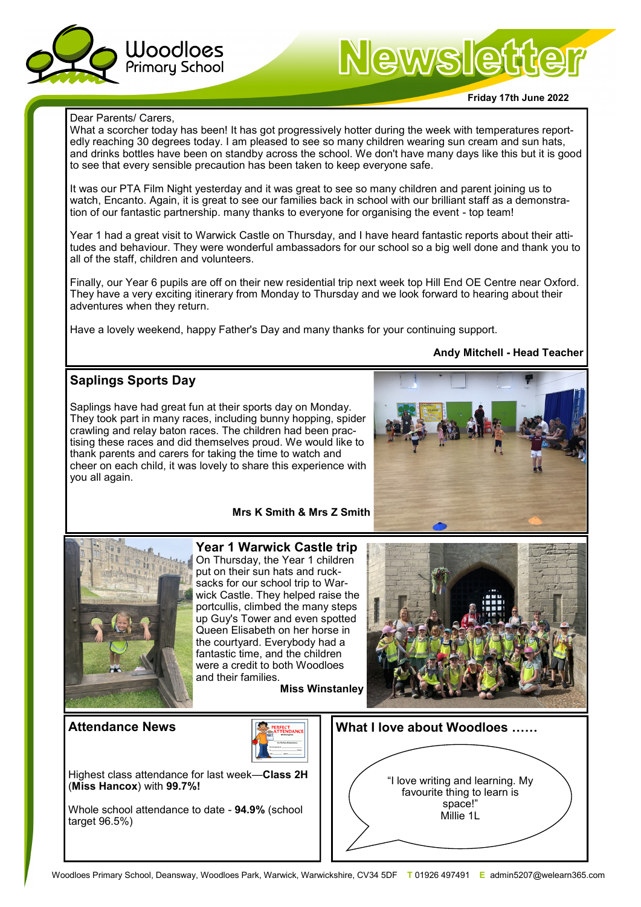# Woodloes Primary School

# Newsletter

**Friday 17th June 2022**

Dear Parents/ Carers,

What a scorcher today has been! It has got progressively hotter during the week with temperatures reportedly reaching 30 degrees today. I am pleased to see so many children wearing sun cream and sun hats, and drinks bottles have been on standby across the school. We don't have many days like this but it is good to see that every sensible precaution has been taken to keep everyone safe.

It was our PTA Film Night yesterday and it was great to see so many children and parent joining us to watch, Encanto. Again, it is great to see our families back in school with our brilliant staff as a demonstration of our fantastic partnership. many thanks to everyone for organising the event - top team!

Year 1 had a great visit to Warwick Castle on Thursday, and I have heard fantastic reports about their attitudes and behaviour. They were wonderful ambassadors for our school so a big well done and thank you to all of the staff, children and volunteers.

Finally, our Year 6 pupils are off on their new residential trip next week top Hill End OE Centre near Oxford. They have a very exciting itinerary from Monday to Thursday and we look forward to hearing about their adventures when they return.

Have a lovely weekend, happy Father's Day and many thanks for your continuing support.

**Andy Mitchell - Head Teacher**

## Saplings Sports Day

Saplings have had great fun at their sports day on Monday. They took part in many races, including bunny hopping, spider crawling and relay baton races. The children had been practising these races and did themselves proud. We would like to thank parents and carers for taking the time to watch and cheer on each child, it was lovely to share this experience with you all again.

**Mrs K Smith & Mrs Z Smith**

## Year 1 Warwick Castle trip

On Thursday, the Year 1 children put on their sun hats and rucksacks for our school trip to Warwick Castle. They helped raise the portcullis, climbed the many steps up Guy's Tower and even spotted Queen Elisabeth on her horse in the courtyard. Everybody had a fantastic time, and the children were a credit to both Woodloes and their families.

**Miss Winstanley**

## Attendance News

Highest class attendance for last week—**Class 2H** (**Miss Hancox**) with **99.7%!**

Whole school attendance to date - **94.9%** (school target 96.5%)

## What I love about Woodloes ……

"I love writing and learning. My favourite thing to learn is space!"
Millie 1L

Woodloes Primary School, Deansway, Woodloes Park, Warwick, Warwickshire, CV34 5DF **T** 01926 497491 **E** admin5207@welearn365.com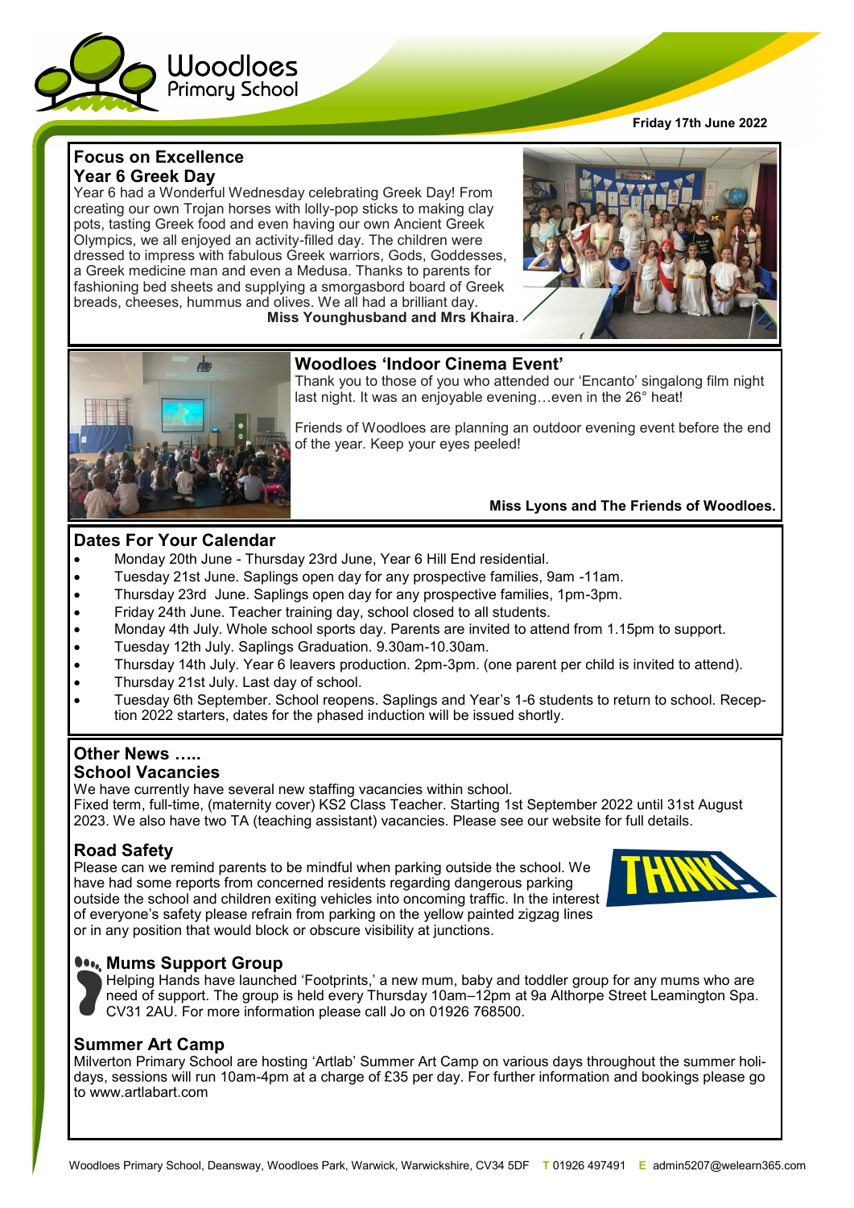Woodloes Primary School

**Friday 17th June 2022**

## Focus on Excellence
## Year 6 Greek Day

Year 6 had a Wonderful Wednesday celebrating Greek Day! From creating our own Trojan horses with lolly-pop sticks to making clay pots, tasting Greek food and even having our own Ancient Greek Olympics, we all enjoyed an activity-filled day. The children were dressed to impress with fabulous Greek warriors, Gods, Goddesses, a Greek medicine man and even a Medusa. Thanks to parents for fashioning bed sheets and supplying a smorgasbord board of Greek breads, cheeses, hummus and olives. We all had a brilliant day.

**Miss Younghusband and Mrs Khaira**.

## Woodloes 'Indoor Cinema Event'

Thank you to those of you who attended our 'Encanto' singalong film night last night. It was an enjoyable evening…even in the 26° heat!

Friends of Woodloes are planning an outdoor evening event before the end of the year. Keep your eyes peeled!

**Miss Lyons and The Friends of Woodloes.**

## Dates For Your Calendar

- Monday 20th June - Thursday 23rd June, Year 6 Hill End residential.
- Tuesday 21st June. Saplings open day for any prospective families, 9am -11am.
- Thursday 23rd June. Saplings open day for any prospective families, 1pm-3pm.
- Friday 24th June. Teacher training day, school closed to all students.
- Monday 4th July. Whole school sports day. Parents are invited to attend from 1.15pm to support.
- Tuesday 12th July. Saplings Graduation. 9.30am-10.30am.
- Thursday 14th July. Year 6 leavers production. 2pm-3pm. (one parent per child is invited to attend).
- Thursday 21st July. Last day of school.
- Tuesday 6th September. School reopens. Saplings and Year's 1-6 students to return to school. Reception 2022 starters, dates for the phased induction will be issued shortly.

## Other News …..
### School Vacancies

We have currently have several new staffing vacancies within school.
Fixed term, full-time, (maternity cover) KS2 Class Teacher. Starting 1st September 2022 until 31st August 2023. We also have two TA (teaching assistant) vacancies. Please see our website for full details.

### Road Safety

Please can we remind parents to be mindful when parking outside the school. We have had some reports from concerned residents regarding dangerous parking outside the school and children exiting vehicles into oncoming traffic. In the interest of everyone's safety please refrain from parking on the yellow painted zigzag lines or in any position that would block or obscure visibility at junctions.

### Mums Support Group

Helping Hands have launched 'Footprints,' a new mum, baby and toddler group for any mums who are need of support. The group is held every Thursday 10am–12pm at 9a Althorpe Street Leamington Spa. CV31 2AU. For more information please call Jo on 01926 768500.

### Summer Art Camp

Milverton Primary School are hosting 'Artlab' Summer Art Camp on various days throughout the summer holidays, sessions will run 10am-4pm at a charge of £35 per day. For further information and bookings please go to www.artlabart.com

Woodloes Primary School, Deansway, Woodloes Park, Warwick, Warwickshire, CV34 5DF **T** 01926 497491 **E** admin5207@welearn365.com